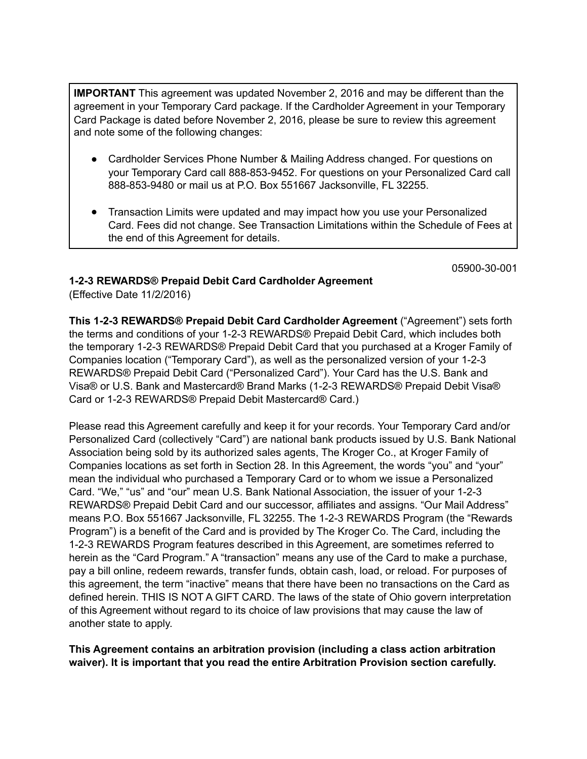**IMPORTANT** This agreement was updated November 2, 2016 and may be different than the agreement in your Temporary Card package. If the Cardholder Agreement in your Temporary Card Package is dated before November 2, 2016, please be sure to review this agreement and note some of the following changes:

- Cardholder Services Phone Number & Mailing Address changed. For questions on your Temporary Card call 888-853-9452. For questions on your Personalized Card call 888-853-9480 or mail us at P.O. Box 551667 Jacksonville, FL 32255.
- Transaction Limits were updated and may impact how you use your Personalized Card. Fees did not change. See Transaction Limitations within the Schedule of Fees at the end of this Agreement for details.

05900-30-001

**1-2-3 REWARDS® Prepaid Debit Card Cardholder Agreement**
(Effective Date 11/2/2016)

**This 1-2-3 REWARDS® Prepaid Debit Card Cardholder Agreement** ("Agreement") sets forth the terms and conditions of your 1-2-3 REWARDS® Prepaid Debit Card, which includes both the temporary 1-2-3 REWARDS® Prepaid Debit Card that you purchased at a Kroger Family of Companies location ("Temporary Card"), as well as the personalized version of your 1-2-3 REWARDS® Prepaid Debit Card ("Personalized Card"). Your Card has the U.S. Bank and Visa® or U.S. Bank and Mastercard® Brand Marks (1-2-3 REWARDS® Prepaid Debit Visa® Card or 1-2-3 REWARDS® Prepaid Debit Mastercard® Card.)

Please read this Agreement carefully and keep it for your records. Your Temporary Card and/or Personalized Card (collectively "Card") are national bank products issued by U.S. Bank National Association being sold by its authorized sales agents, The Kroger Co., at Kroger Family of Companies locations as set forth in Section 28. In this Agreement, the words "you" and "your" mean the individual who purchased a Temporary Card or to whom we issue a Personalized Card. "We," "us" and "our" mean U.S. Bank National Association, the issuer of your 1-2-3 REWARDS® Prepaid Debit Card and our successor, affiliates and assigns. "Our Mail Address" means P.O. Box 551667 Jacksonville, FL 32255. The 1-2-3 REWARDS Program (the "Rewards Program") is a benefit of the Card and is provided by The Kroger Co. The Card, including the 1-2-3 REWARDS Program features described in this Agreement, are sometimes referred to herein as the "Card Program." A "transaction" means any use of the Card to make a purchase, pay a bill online, redeem rewards, transfer funds, obtain cash, load, or reload. For purposes of this agreement, the term "inactive" means that there have been no transactions on the Card as defined herein. THIS IS NOT A GIFT CARD. The laws of the state of Ohio govern interpretation of this Agreement without regard to its choice of law provisions that may cause the law of another state to apply.

**This Agreement contains an arbitration provision (including a class action arbitration waiver). It is important that you read the entire Arbitration Provision section carefully.**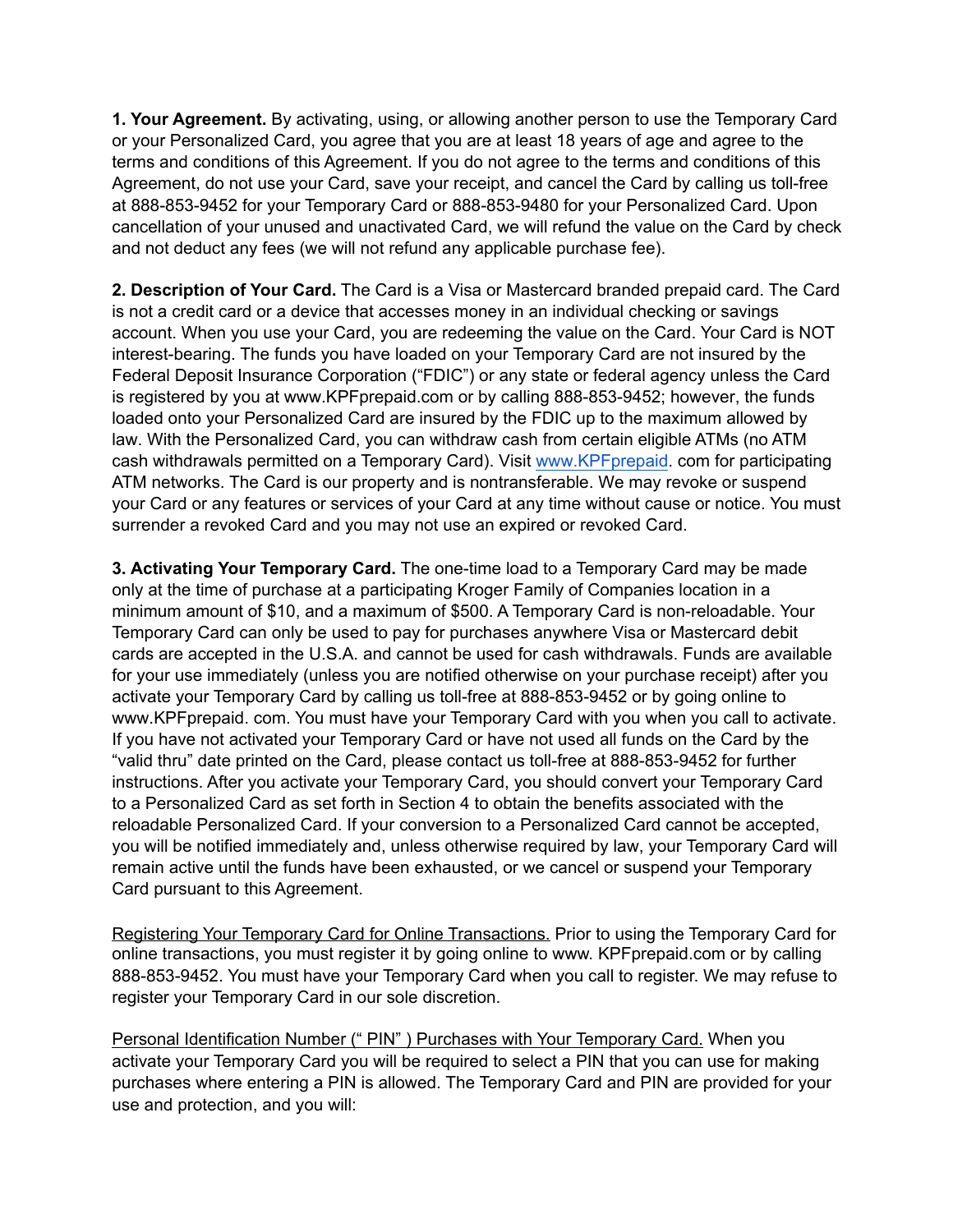**1. Your Agreement.** By activating, using, or allowing another person to use the Temporary Card or your Personalized Card, you agree that you are at least 18 years of age and agree to the terms and conditions of this Agreement. If you do not agree to the terms and conditions of this Agreement, do not use your Card, save your receipt, and cancel the Card by calling us toll-free at 888-853-9452 for your Temporary Card or 888-853-9480 for your Personalized Card. Upon cancellation of your unused and unactivated Card, we will refund the value on the Card by check and not deduct any fees (we will not refund any applicable purchase fee).

**2. Description of Your Card.** The Card is a Visa or Mastercard branded prepaid card. The Card is not a credit card or a device that accesses money in an individual checking or savings account. When you use your Card, you are redeeming the value on the Card. Your Card is NOT interest-bearing. The funds you have loaded on your Temporary Card are not insured by the Federal Deposit Insurance Corporation ("FDIC") or any state or federal agency unless the Card is registered by you at www.KPFprepaid.com or by calling 888-853-9452; however, the funds loaded onto your Personalized Card are insured by the FDIC up to the maximum allowed by law. With the Personalized Card, you can withdraw cash from certain eligible ATMs (no ATM cash withdrawals permitted on a Temporary Card). Visit www.KPFprepaid. com for participating ATM networks. The Card is our property and is nontransferable. We may revoke or suspend your Card or any features or services of your Card at any time without cause or notice. You must surrender a revoked Card and you may not use an expired or revoked Card.

**3. Activating Your Temporary Card.** The one-time load to a Temporary Card may be made only at the time of purchase at a participating Kroger Family of Companies location in a minimum amount of $10, and a maximum of $500. A Temporary Card is non-reloadable. Your Temporary Card can only be used to pay for purchases anywhere Visa or Mastercard debit cards are accepted in the U.S.A. and cannot be used for cash withdrawals. Funds are available for your use immediately (unless you are notified otherwise on your purchase receipt) after you activate your Temporary Card by calling us toll-free at 888-853-9452 or by going online to www.KPFprepaid. com. You must have your Temporary Card with you when you call to activate. If you have not activated your Temporary Card or have not used all funds on the Card by the "valid thru" date printed on the Card, please contact us toll-free at 888-853-9452 for further instructions. After you activate your Temporary Card, you should convert your Temporary Card to a Personalized Card as set forth in Section 4 to obtain the benefits associated with the reloadable Personalized Card. If your conversion to a Personalized Card cannot be accepted, you will be notified immediately and, unless otherwise required by law, your Temporary Card will remain active until the funds have been exhausted, or we cancel or suspend your Temporary Card pursuant to this Agreement.

Registering Your Temporary Card for Online Transactions. Prior to using the Temporary Card for online transactions, you must register it by going online to www. KPFprepaid.com or by calling 888-853-9452. You must have your Temporary Card when you call to register. We may refuse to register your Temporary Card in our sole discretion.

Personal Identification Number (" PIN" ) Purchases with Your Temporary Card. When you activate your Temporary Card you will be required to select a PIN that you can use for making purchases where entering a PIN is allowed. The Temporary Card and PIN are provided for your use and protection, and you will: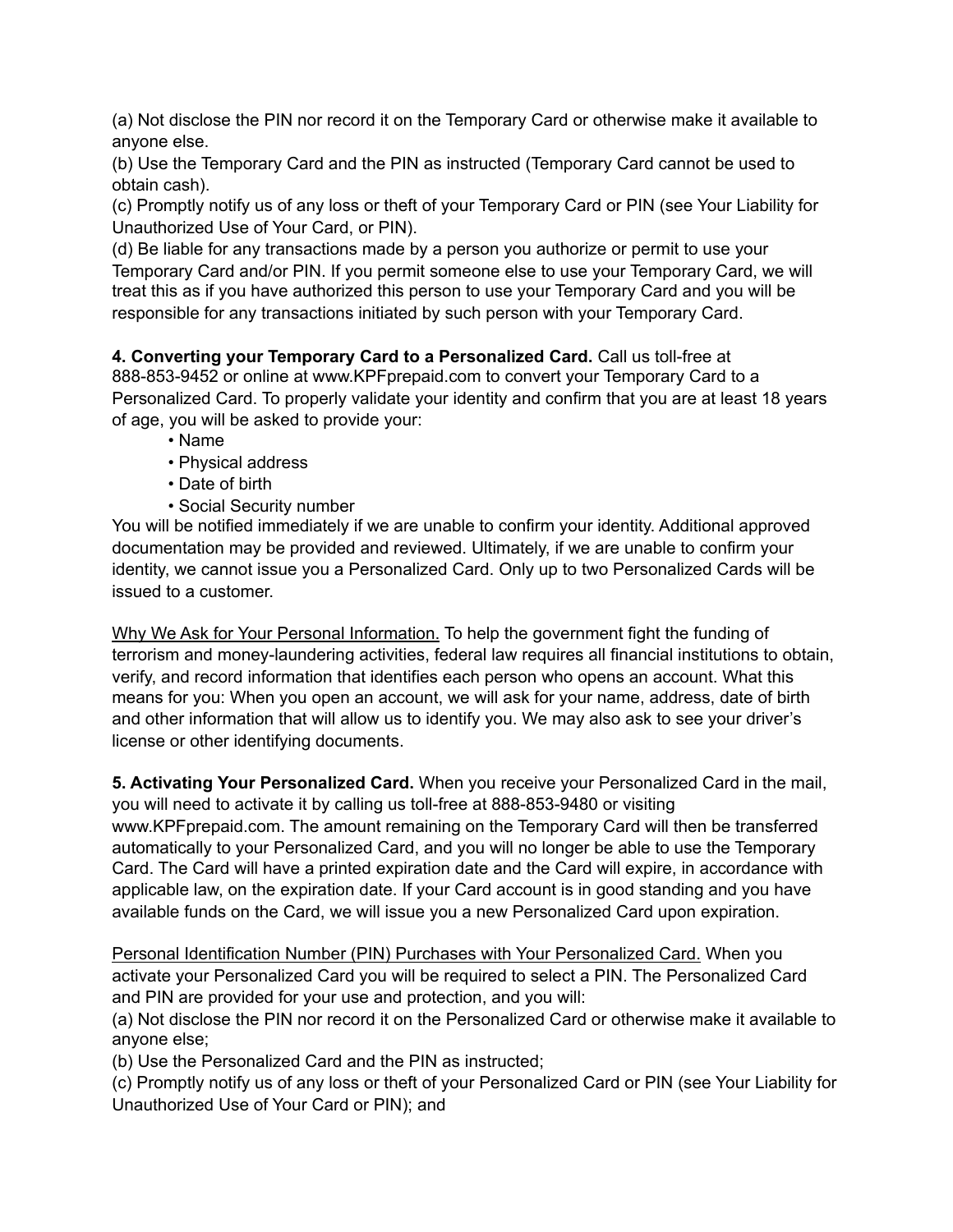(a) Not disclose the PIN nor record it on the Temporary Card or otherwise make it available to anyone else.
(b) Use the Temporary Card and the PIN as instructed (Temporary Card cannot be used to obtain cash).
(c) Promptly notify us of any loss or theft of your Temporary Card or PIN (see Your Liability for Unauthorized Use of Your Card, or PIN).
(d) Be liable for any transactions made by a person you authorize or permit to use your Temporary Card and/or PIN. If you permit someone else to use your Temporary Card, we will treat this as if you have authorized this person to use your Temporary Card and you will be responsible for any transactions initiated by such person with your Temporary Card.

**4. Converting your Temporary Card to a Personalized Card.** Call us toll-free at 888-853-9452 or online at www.KPFprepaid.com to convert your Temporary Card to a Personalized Card. To properly validate your identity and confirm that you are at least 18 years of age, you will be asked to provide your:

- Name
- Physical address
- Date of birth
- Social Security number

You will be notified immediately if we are unable to confirm your identity. Additional approved documentation may be provided and reviewed. Ultimately, if we are unable to confirm your identity, we cannot issue you a Personalized Card. Only up to two Personalized Cards will be issued to a customer.

Why We Ask for Your Personal Information. To help the government fight the funding of terrorism and money-laundering activities, federal law requires all financial institutions to obtain, verify, and record information that identifies each person who opens an account. What this means for you: When you open an account, we will ask for your name, address, date of birth and other information that will allow us to identify you. We may also ask to see your driver's license or other identifying documents.

**5. Activating Your Personalized Card.** When you receive your Personalized Card in the mail, you will need to activate it by calling us toll-free at 888-853-9480 or visiting www.KPFprepaid.com. The amount remaining on the Temporary Card will then be transferred automatically to your Personalized Card, and you will no longer be able to use the Temporary Card. The Card will have a printed expiration date and the Card will expire, in accordance with applicable law, on the expiration date. If your Card account is in good standing and you have available funds on the Card, we will issue you a new Personalized Card upon expiration.

Personal Identification Number (PIN) Purchases with Your Personalized Card. When you activate your Personalized Card you will be required to select a PIN. The Personalized Card and PIN are provided for your use and protection, and you will:
(a) Not disclose the PIN nor record it on the Personalized Card or otherwise make it available to anyone else;
(b) Use the Personalized Card and the PIN as instructed;
(c) Promptly notify us of any loss or theft of your Personalized Card or PIN (see Your Liability for Unauthorized Use of Your Card or PIN); and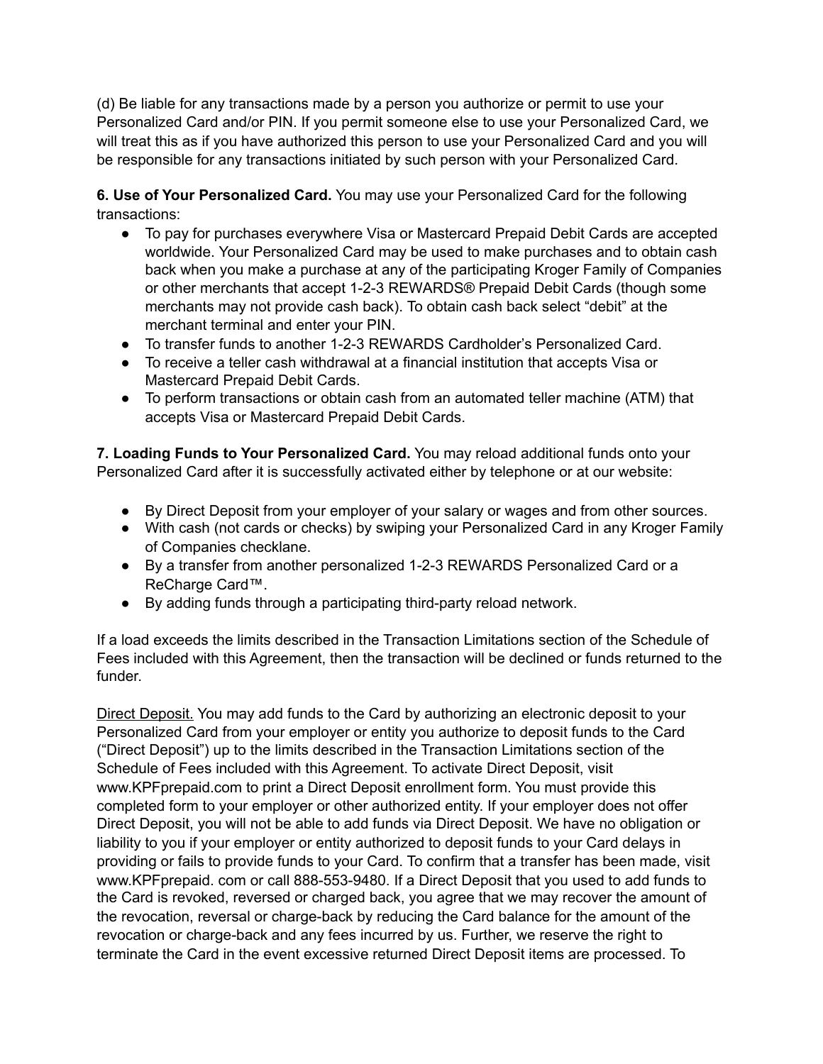(d) Be liable for any transactions made by a person you authorize or permit to use your Personalized Card and/or PIN. If you permit someone else to use your Personalized Card, we will treat this as if you have authorized this person to use your Personalized Card and you will be responsible for any transactions initiated by such person with your Personalized Card.

**6. Use of Your Personalized Card.** You may use your Personalized Card for the following transactions:

- To pay for purchases everywhere Visa or Mastercard Prepaid Debit Cards are accepted worldwide. Your Personalized Card may be used to make purchases and to obtain cash back when you make a purchase at any of the participating Kroger Family of Companies or other merchants that accept 1-2-3 REWARDS® Prepaid Debit Cards (though some merchants may not provide cash back). To obtain cash back select "debit" at the merchant terminal and enter your PIN.
- To transfer funds to another 1-2-3 REWARDS Cardholder's Personalized Card.
- To receive a teller cash withdrawal at a financial institution that accepts Visa or Mastercard Prepaid Debit Cards.
- To perform transactions or obtain cash from an automated teller machine (ATM) that accepts Visa or Mastercard Prepaid Debit Cards.

**7. Loading Funds to Your Personalized Card.** You may reload additional funds onto your Personalized Card after it is successfully activated either by telephone or at our website:

- By Direct Deposit from your employer of your salary or wages and from other sources.
- With cash (not cards or checks) by swiping your Personalized Card in any Kroger Family of Companies checklane.
- By a transfer from another personalized 1-2-3 REWARDS Personalized Card or a ReCharge Card™.
- By adding funds through a participating third-party reload network.

If a load exceeds the limits described in the Transaction Limitations section of the Schedule of Fees included with this Agreement, then the transaction will be declined or funds returned to the funder.

<u>Direct Deposit.</u> You may add funds to the Card by authorizing an electronic deposit to your Personalized Card from your employer or entity you authorize to deposit funds to the Card ("Direct Deposit") up to the limits described in the Transaction Limitations section of the Schedule of Fees included with this Agreement. To activate Direct Deposit, visit www.KPFprepaid.com to print a Direct Deposit enrollment form. You must provide this completed form to your employer or other authorized entity. If your employer does not offer Direct Deposit, you will not be able to add funds via Direct Deposit. We have no obligation or liability to you if your employer or entity authorized to deposit funds to your Card delays in providing or fails to provide funds to your Card. To confirm that a transfer has been made, visit www.KPFprepaid. com or call 888-553-9480. If a Direct Deposit that you used to add funds to the Card is revoked, reversed or charged back, you agree that we may recover the amount of the revocation, reversal or charge-back by reducing the Card balance for the amount of the revocation or charge-back and any fees incurred by us. Further, we reserve the right to terminate the Card in the event excessive returned Direct Deposit items are processed. To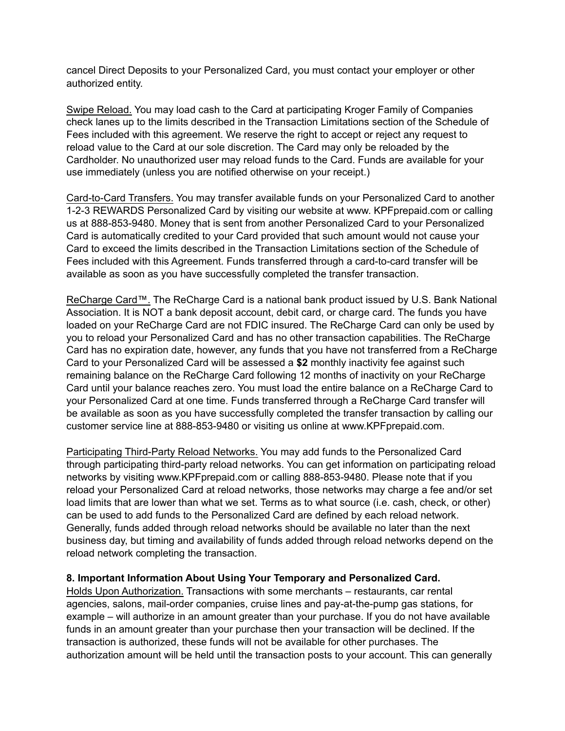cancel Direct Deposits to your Personalized Card, you must contact your employer or other authorized entity.

Swipe Reload. You may load cash to the Card at participating Kroger Family of Companies check lanes up to the limits described in the Transaction Limitations section of the Schedule of Fees included with this agreement. We reserve the right to accept or reject any request to reload value to the Card at our sole discretion. The Card may only be reloaded by the Cardholder. No unauthorized user may reload funds to the Card. Funds are available for your use immediately (unless you are notified otherwise on your receipt.)

Card-to-Card Transfers. You may transfer available funds on your Personalized Card to another 1-2-3 REWARDS Personalized Card by visiting our website at www. KPFprepaid.com or calling us at 888-853-9480. Money that is sent from another Personalized Card to your Personalized Card is automatically credited to your Card provided that such amount would not cause your Card to exceed the limits described in the Transaction Limitations section of the Schedule of Fees included with this Agreement. Funds transferred through a card-to-card transfer will be available as soon as you have successfully completed the transfer transaction.

ReCharge Card™. The ReCharge Card is a national bank product issued by U.S. Bank National Association. It is NOT a bank deposit account, debit card, or charge card. The funds you have loaded on your ReCharge Card are not FDIC insured. The ReCharge Card can only be used by you to reload your Personalized Card and has no other transaction capabilities. The ReCharge Card has no expiration date, however, any funds that you have not transferred from a ReCharge Card to your Personalized Card will be assessed a **$2** monthly inactivity fee against such remaining balance on the ReCharge Card following 12 months of inactivity on your ReCharge Card until your balance reaches zero. You must load the entire balance on a ReCharge Card to your Personalized Card at one time. Funds transferred through a ReCharge Card transfer will be available as soon as you have successfully completed the transfer transaction by calling our customer service line at 888-853-9480 or visiting us online at www.KPFprepaid.com.

Participating Third-Party Reload Networks. You may add funds to the Personalized Card through participating third-party reload networks. You can get information on participating reload networks by visiting www.KPFprepaid.com or calling 888-853-9480. Please note that if you reload your Personalized Card at reload networks, those networks may charge a fee and/or set load limits that are lower than what we set. Terms as to what source (i.e. cash, check, or other) can be used to add funds to the Personalized Card are defined by each reload network. Generally, funds added through reload networks should be available no later than the next business day, but timing and availability of funds added through reload networks depend on the reload network completing the transaction.

**8. Important Information About Using Your Temporary and Personalized Card.**

Holds Upon Authorization. Transactions with some merchants – restaurants, car rental agencies, salons, mail-order companies, cruise lines and pay-at-the-pump gas stations, for example – will authorize in an amount greater than your purchase. If you do not have available funds in an amount greater than your purchase then your transaction will be declined. If the transaction is authorized, these funds will not be available for other purchases. The authorization amount will be held until the transaction posts to your account. This can generally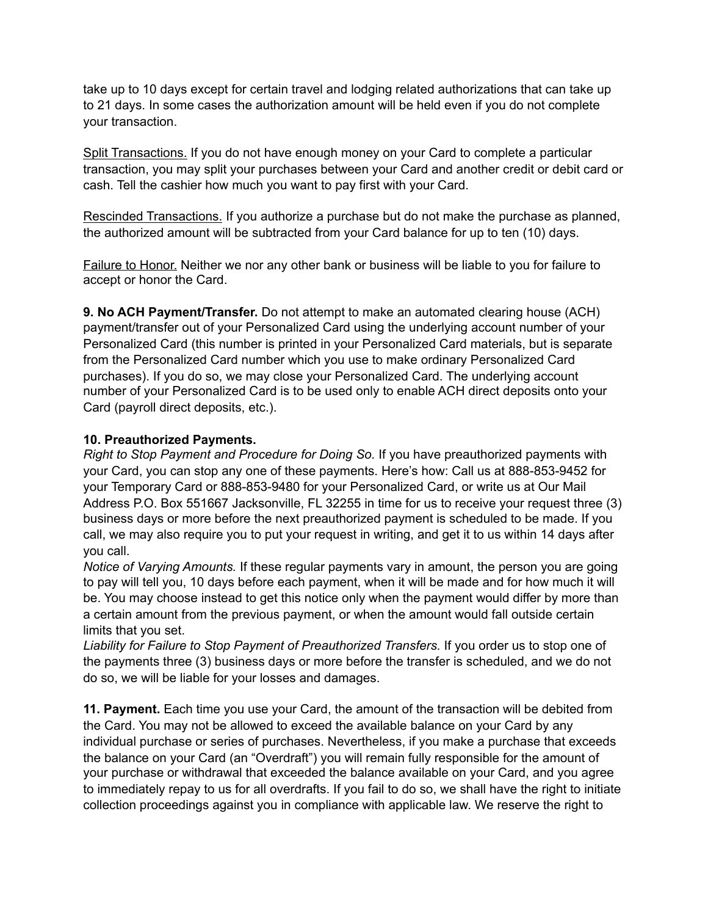take up to 10 days except for certain travel and lodging related authorizations that can take up to 21 days. In some cases the authorization amount will be held even if you do not complete your transaction.

<u>Split Transactions.</u> If you do not have enough money on your Card to complete a particular transaction, you may split your purchases between your Card and another credit or debit card or cash. Tell the cashier how much you want to pay first with your Card.

<u>Rescinded Transactions.</u> If you authorize a purchase but do not make the purchase as planned, the authorized amount will be subtracted from your Card balance for up to ten (10) days.

<u>Failure to Honor.</u> Neither we nor any other bank or business will be liable to you for failure to accept or honor the Card.

**9. No ACH Payment/Transfer.** Do not attempt to make an automated clearing house (ACH) payment/transfer out of your Personalized Card using the underlying account number of your Personalized Card (this number is printed in your Personalized Card materials, but is separate from the Personalized Card number which you use to make ordinary Personalized Card purchases). If you do so, we may close your Personalized Card. The underlying account number of your Personalized Card is to be used only to enable ACH direct deposits onto your Card (payroll direct deposits, etc.).

**10. Preauthorized Payments.**

*Right to Stop Payment and Procedure for Doing So.* If you have preauthorized payments with your Card, you can stop any one of these payments. Here's how: Call us at 888-853-9452 for your Temporary Card or 888-853-9480 for your Personalized Card, or write us at Our Mail Address P.O. Box 551667 Jacksonville, FL 32255 in time for us to receive your request three (3) business days or more before the next preauthorized payment is scheduled to be made. If you call, we may also require you to put your request in writing, and get it to us within 14 days after you call.

*Notice of Varying Amounts.* If these regular payments vary in amount, the person you are going to pay will tell you, 10 days before each payment, when it will be made and for how much it will be. You may choose instead to get this notice only when the payment would differ by more than a certain amount from the previous payment, or when the amount would fall outside certain limits that you set.

*Liability for Failure to Stop Payment of Preauthorized Transfers.* If you order us to stop one of the payments three (3) business days or more before the transfer is scheduled, and we do not do so, we will be liable for your losses and damages.

**11. Payment.** Each time you use your Card, the amount of the transaction will be debited from the Card. You may not be allowed to exceed the available balance on your Card by any individual purchase or series of purchases. Nevertheless, if you make a purchase that exceeds the balance on your Card (an "Overdraft") you will remain fully responsible for the amount of your purchase or withdrawal that exceeded the balance available on your Card, and you agree to immediately repay to us for all overdrafts. If you fail to do so, we shall have the right to initiate collection proceedings against you in compliance with applicable law. We reserve the right to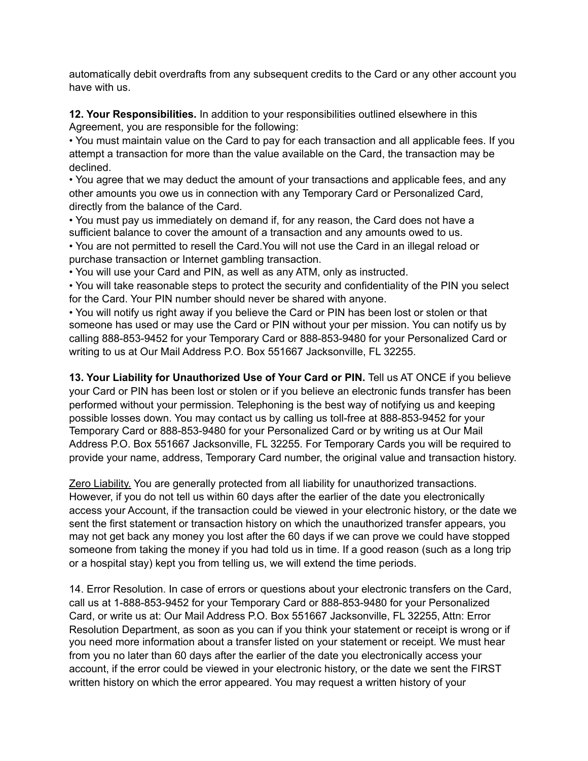automatically debit overdrafts from any subsequent credits to the Card or any other account you have with us.

**12. Your Responsibilities.** In addition to your responsibilities outlined elsewhere in this Agreement, you are responsible for the following:

- You must maintain value on the Card to pay for each transaction and all applicable fees. If you attempt a transaction for more than the value available on the Card, the transaction may be declined.
- You agree that we may deduct the amount of your transactions and applicable fees, and any other amounts you owe us in connection with any Temporary Card or Personalized Card, directly from the balance of the Card.
- You must pay us immediately on demand if, for any reason, the Card does not have a sufficient balance to cover the amount of a transaction and any amounts owed to us.
- You are not permitted to resell the Card.You will not use the Card in an illegal reload or purchase transaction or Internet gambling transaction.
- You will use your Card and PIN, as well as any ATM, only as instructed.
- You will take reasonable steps to protect the security and confidentiality of the PIN you select for the Card. Your PIN number should never be shared with anyone.
- You will notify us right away if you believe the Card or PIN has been lost or stolen or that someone has used or may use the Card or PIN without your per mission. You can notify us by calling 888-853-9452 for your Temporary Card or 888-853-9480 for your Personalized Card or writing to us at Our Mail Address P.O. Box 551667 Jacksonville, FL 32255.

**13. Your Liability for Unauthorized Use of Your Card or PIN.** Tell us AT ONCE if you believe your Card or PIN has been lost or stolen or if you believe an electronic funds transfer has been performed without your permission. Telephoning is the best way of notifying us and keeping possible losses down. You may contact us by calling us toll-free at 888-853-9452 for your Temporary Card or 888-853-9480 for your Personalized Card or by writing us at Our Mail Address P.O. Box 551667 Jacksonville, FL 32255. For Temporary Cards you will be required to provide your name, address, Temporary Card number, the original value and transaction history.

<u>Zero Liability.</u> You are generally protected from all liability for unauthorized transactions. However, if you do not tell us within 60 days after the earlier of the date you electronically access your Account, if the transaction could be viewed in your electronic history, or the date we sent the first statement or transaction history on which the unauthorized transfer appears, you may not get back any money you lost after the 60 days if we can prove we could have stopped someone from taking the money if you had told us in time. If a good reason (such as a long trip or a hospital stay) kept you from telling us, we will extend the time periods.

14. Error Resolution. In case of errors or questions about your electronic transfers on the Card, call us at 1-888-853-9452 for your Temporary Card or 888-853-9480 for your Personalized Card, or write us at: Our Mail Address P.O. Box 551667 Jacksonville, FL 32255, Attn: Error Resolution Department, as soon as you can if you think your statement or receipt is wrong or if you need more information about a transfer listed on your statement or receipt. We must hear from you no later than 60 days after the earlier of the date you electronically access your account, if the error could be viewed in your electronic history, or the date we sent the FIRST written history on which the error appeared. You may request a written history of your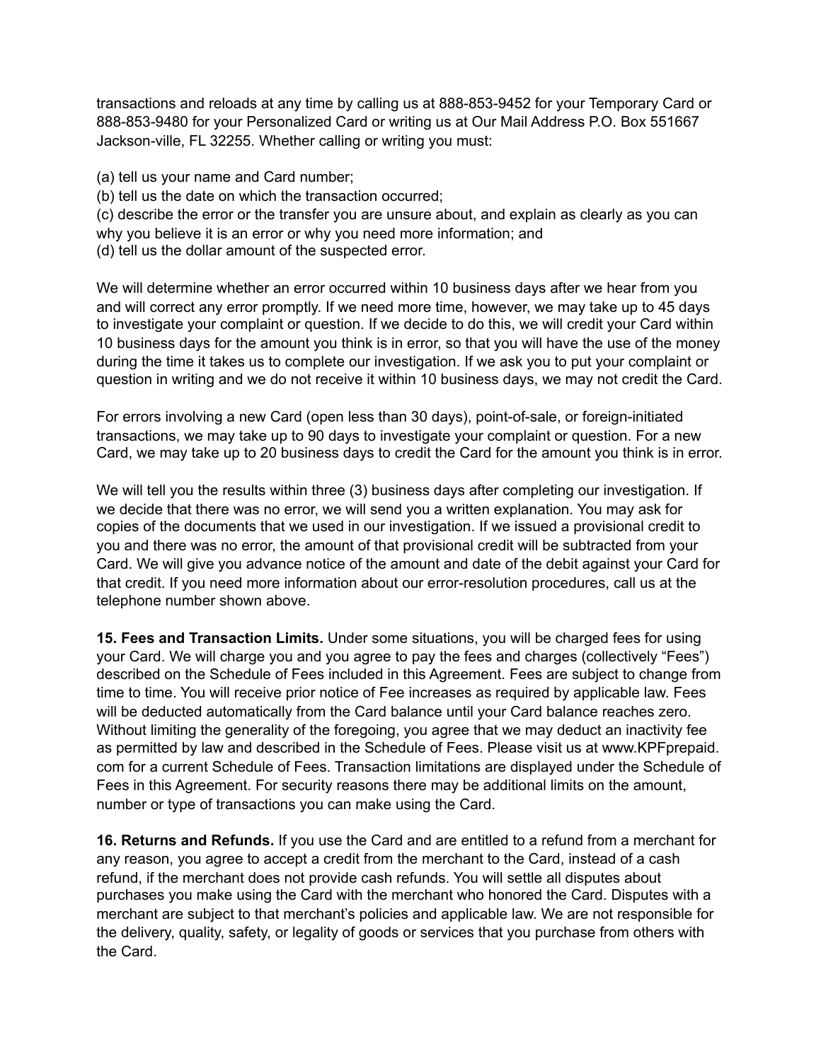transactions and reloads at any time by calling us at 888-853-9452 for your Temporary Card or 888-853-9480 for your Personalized Card or writing us at Our Mail Address P.O. Box 551667 Jackson-ville, FL 32255. Whether calling or writing you must:

(a) tell us your name and Card number;
(b) tell us the date on which the transaction occurred;
(c) describe the error or the transfer you are unsure about, and explain as clearly as you can why you believe it is an error or why you need more information; and
(d) tell us the dollar amount of the suspected error.

We will determine whether an error occurred within 10 business days after we hear from you and will correct any error promptly. If we need more time, however, we may take up to 45 days to investigate your complaint or question. If we decide to do this, we will credit your Card within 10 business days for the amount you think is in error, so that you will have the use of the money during the time it takes us to complete our investigation. If we ask you to put your complaint or question in writing and we do not receive it within 10 business days, we may not credit the Card.

For errors involving a new Card (open less than 30 days), point-of-sale, or foreign-initiated transactions, we may take up to 90 days to investigate your complaint or question. For a new Card, we may take up to 20 business days to credit the Card for the amount you think is in error.

We will tell you the results within three (3) business days after completing our investigation. If we decide that there was no error, we will send you a written explanation. You may ask for copies of the documents that we used in our investigation. If we issued a provisional credit to you and there was no error, the amount of that provisional credit will be subtracted from your Card. We will give you advance notice of the amount and date of the debit against your Card for that credit. If you need more information about our error-resolution procedures, call us at the telephone number shown above.

**15. Fees and Transaction Limits.** Under some situations, you will be charged fees for using your Card. We will charge you and you agree to pay the fees and charges (collectively "Fees") described on the Schedule of Fees included in this Agreement. Fees are subject to change from time to time. You will receive prior notice of Fee increases as required by applicable law. Fees will be deducted automatically from the Card balance until your Card balance reaches zero. Without limiting the generality of the foregoing, you agree that we may deduct an inactivity fee as permitted by law and described in the Schedule of Fees. Please visit us at www.KPFprepaid.com for a current Schedule of Fees. Transaction limitations are displayed under the Schedule of Fees in this Agreement. For security reasons there may be additional limits on the amount, number or type of transactions you can make using the Card.

**16. Returns and Refunds.** If you use the Card and are entitled to a refund from a merchant for any reason, you agree to accept a credit from the merchant to the Card, instead of a cash refund, if the merchant does not provide cash refunds. You will settle all disputes about purchases you make using the Card with the merchant who honored the Card. Disputes with a merchant are subject to that merchant's policies and applicable law. We are not responsible for the delivery, quality, safety, or legality of goods or services that you purchase from others with the Card.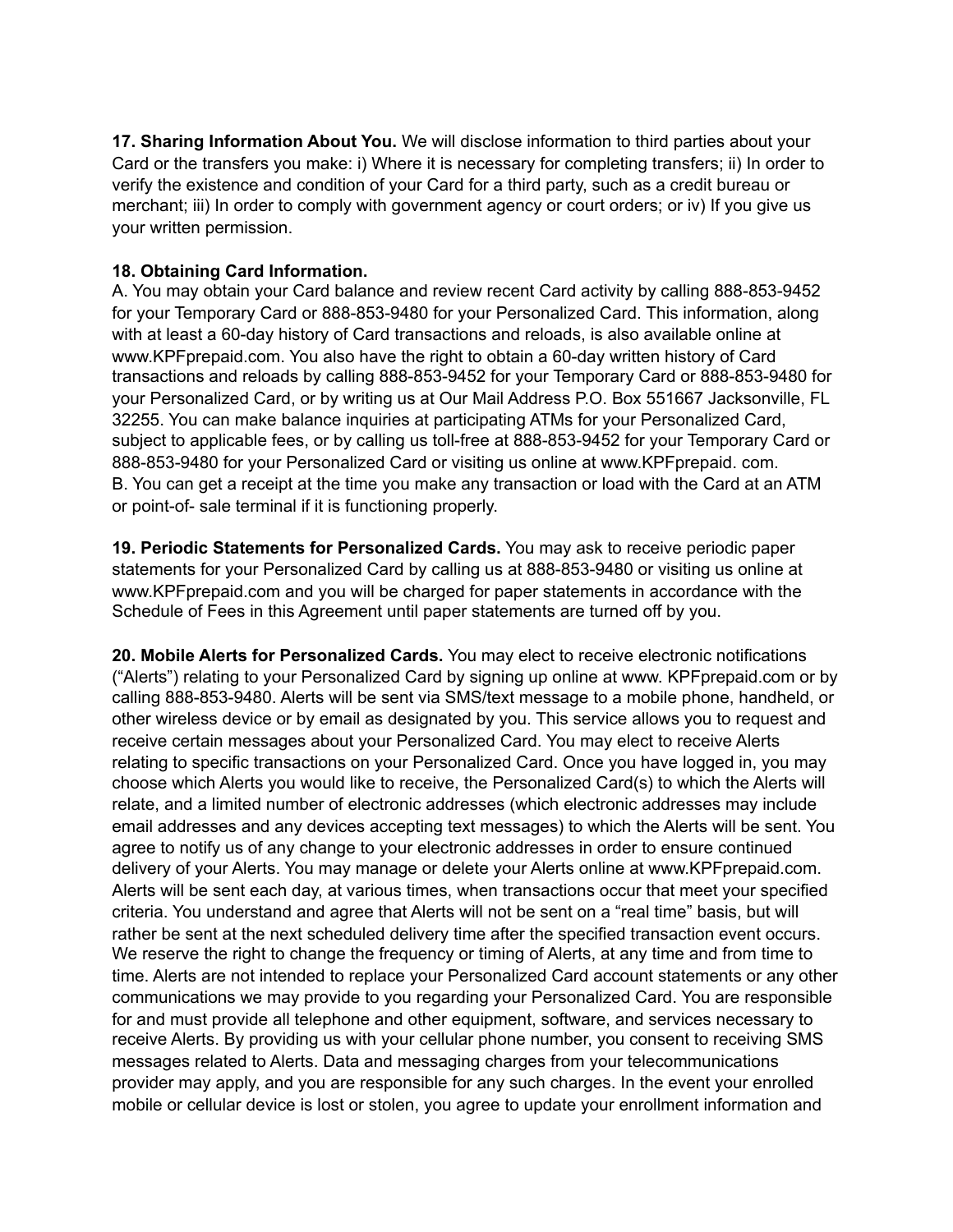**17. Sharing Information About You.** We will disclose information to third parties about your Card or the transfers you make: i) Where it is necessary for completing transfers; ii) In order to verify the existence and condition of your Card for a third party, such as a credit bureau or merchant; iii) In order to comply with government agency or court orders; or iv) If you give us your written permission.

**18. Obtaining Card Information.**
A. You may obtain your Card balance and review recent Card activity by calling 888-853-9452 for your Temporary Card or 888-853-9480 for your Personalized Card. This information, along with at least a 60-day history of Card transactions and reloads, is also available online at www.KPFprepaid.com. You also have the right to obtain a 60-day written history of Card transactions and reloads by calling 888-853-9452 for your Temporary Card or 888-853-9480 for your Personalized Card, or by writing us at Our Mail Address P.O. Box 551667 Jacksonville, FL 32255. You can make balance inquiries at participating ATMs for your Personalized Card, subject to applicable fees, or by calling us toll-free at 888-853-9452 for your Temporary Card or 888-853-9480 for your Personalized Card or visiting us online at www.KPFprepaid. com.
B. You can get a receipt at the time you make any transaction or load with the Card at an ATM or point-of- sale terminal if it is functioning properly.

**19. Periodic Statements for Personalized Cards.** You may ask to receive periodic paper statements for your Personalized Card by calling us at 888-853-9480 or visiting us online at www.KPFprepaid.com and you will be charged for paper statements in accordance with the Schedule of Fees in this Agreement until paper statements are turned off by you.

**20. Mobile Alerts for Personalized Cards.** You may elect to receive electronic notifications ("Alerts") relating to your Personalized Card by signing up online at www. KPFprepaid.com or by calling 888-853-9480. Alerts will be sent via SMS/text message to a mobile phone, handheld, or other wireless device or by email as designated by you. This service allows you to request and receive certain messages about your Personalized Card. You may elect to receive Alerts relating to specific transactions on your Personalized Card. Once you have logged in, you may choose which Alerts you would like to receive, the Personalized Card(s) to which the Alerts will relate, and a limited number of electronic addresses (which electronic addresses may include email addresses and any devices accepting text messages) to which the Alerts will be sent. You agree to notify us of any change to your electronic addresses in order to ensure continued delivery of your Alerts. You may manage or delete your Alerts online at www.KPFprepaid.com. Alerts will be sent each day, at various times, when transactions occur that meet your specified criteria. You understand and agree that Alerts will not be sent on a "real time" basis, but will rather be sent at the next scheduled delivery time after the specified transaction event occurs. We reserve the right to change the frequency or timing of Alerts, at any time and from time to time. Alerts are not intended to replace your Personalized Card account statements or any other communications we may provide to you regarding your Personalized Card. You are responsible for and must provide all telephone and other equipment, software, and services necessary to receive Alerts. By providing us with your cellular phone number, you consent to receiving SMS messages related to Alerts. Data and messaging charges from your telecommunications provider may apply, and you are responsible for any such charges. In the event your enrolled mobile or cellular device is lost or stolen, you agree to update your enrollment information and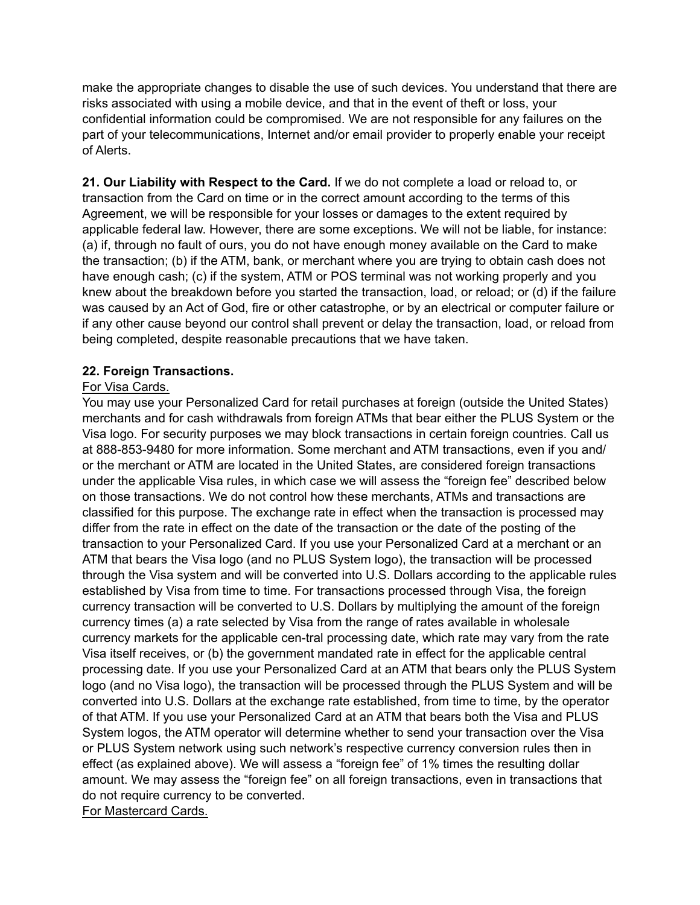make the appropriate changes to disable the use of such devices. You understand that there are risks associated with using a mobile device, and that in the event of theft or loss, your confidential information could be compromised. We are not responsible for any failures on the part of your telecommunications, Internet and/or email provider to properly enable your receipt of Alerts.

**21. Our Liability with Respect to the Card.** If we do not complete a load or reload to, or transaction from the Card on time or in the correct amount according to the terms of this Agreement, we will be responsible for your losses or damages to the extent required by applicable federal law. However, there are some exceptions. We will not be liable, for instance: (a) if, through no fault of ours, you do not have enough money available on the Card to make the transaction; (b) if the ATM, bank, or merchant where you are trying to obtain cash does not have enough cash; (c) if the system, ATM or POS terminal was not working properly and you knew about the breakdown before you started the transaction, load, or reload; or (d) if the failure was caused by an Act of God, fire or other catastrophe, or by an electrical or computer failure or if any other cause beyond our control shall prevent or delay the transaction, load, or reload from being completed, despite reasonable precautions that we have taken.

**22. Foreign Transactions.**

<u>For Visa Cards.</u>

You may use your Personalized Card for retail purchases at foreign (outside the United States) merchants and for cash withdrawals from foreign ATMs that bear either the PLUS System or the Visa logo. For security purposes we may block transactions in certain foreign countries. Call us at 888-853-9480 for more information. Some merchant and ATM transactions, even if you and/ or the merchant or ATM are located in the United States, are considered foreign transactions under the applicable Visa rules, in which case we will assess the "foreign fee" described below on those transactions. We do not control how these merchants, ATMs and transactions are classified for this purpose. The exchange rate in effect when the transaction is processed may differ from the rate in effect on the date of the transaction or the date of the posting of the transaction to your Personalized Card. If you use your Personalized Card at a merchant or an ATM that bears the Visa logo (and no PLUS System logo), the transaction will be processed through the Visa system and will be converted into U.S. Dollars according to the applicable rules established by Visa from time to time. For transactions processed through Visa, the foreign currency transaction will be converted to U.S. Dollars by multiplying the amount of the foreign currency times (a) a rate selected by Visa from the range of rates available in wholesale currency markets for the applicable cen-tral processing date, which rate may vary from the rate Visa itself receives, or (b) the government mandated rate in effect for the applicable central processing date. If you use your Personalized Card at an ATM that bears only the PLUS System logo (and no Visa logo), the transaction will be processed through the PLUS System and will be converted into U.S. Dollars at the exchange rate established, from time to time, by the operator of that ATM. If you use your Personalized Card at an ATM that bears both the Visa and PLUS System logos, the ATM operator will determine whether to send your transaction over the Visa or PLUS System network using such network's respective currency conversion rules then in effect (as explained above). We will assess a "foreign fee" of 1% times the resulting dollar amount. We may assess the "foreign fee" on all foreign transactions, even in transactions that do not require currency to be converted.

<u>For Mastercard Cards.</u>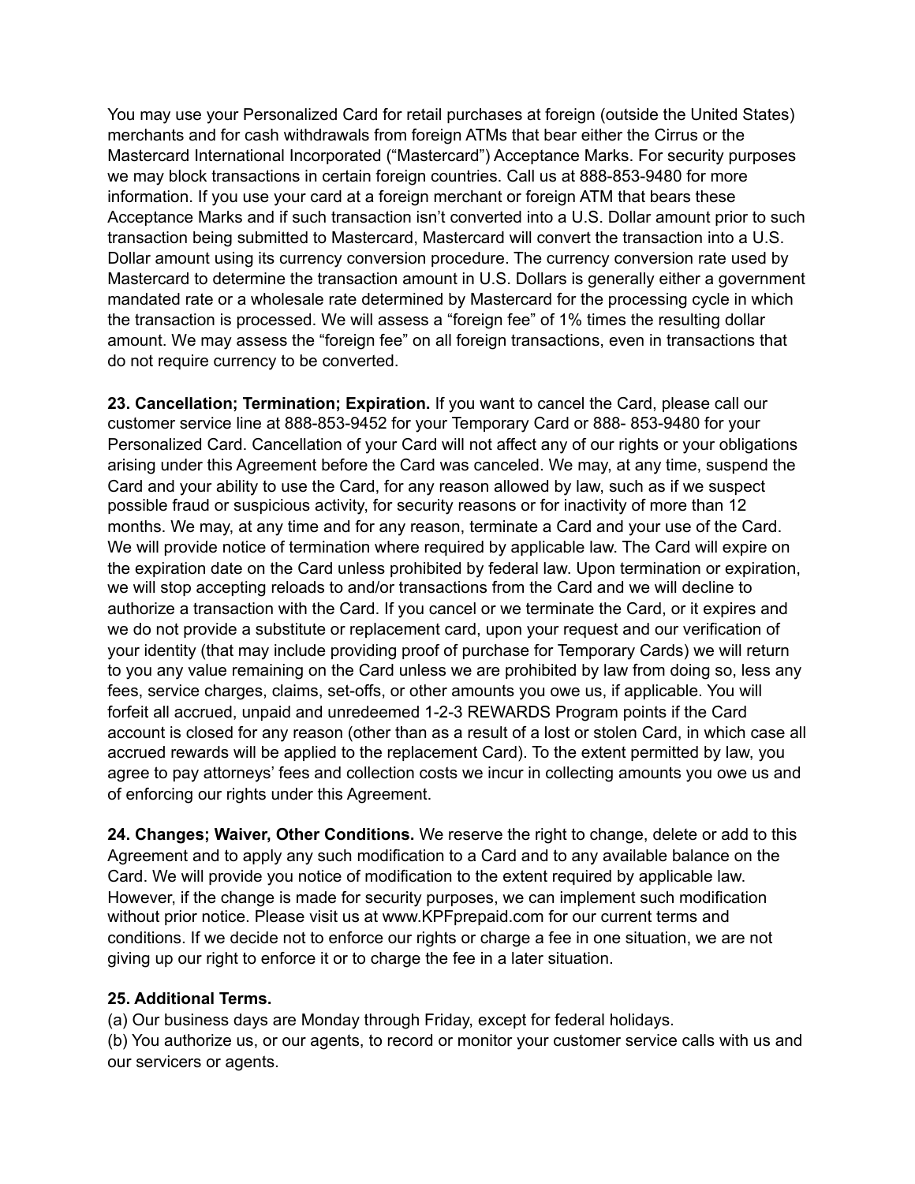You may use your Personalized Card for retail purchases at foreign (outside the United States) merchants and for cash withdrawals from foreign ATMs that bear either the Cirrus or the Mastercard International Incorporated ("Mastercard") Acceptance Marks. For security purposes we may block transactions in certain foreign countries. Call us at 888-853-9480 for more information. If you use your card at a foreign merchant or foreign ATM that bears these Acceptance Marks and if such transaction isn't converted into a U.S. Dollar amount prior to such transaction being submitted to Mastercard, Mastercard will convert the transaction into a U.S. Dollar amount using its currency conversion procedure. The currency conversion rate used by Mastercard to determine the transaction amount in U.S. Dollars is generally either a government mandated rate or a wholesale rate determined by Mastercard for the processing cycle in which the transaction is processed. We will assess a "foreign fee" of 1% times the resulting dollar amount. We may assess the "foreign fee" on all foreign transactions, even in transactions that do not require currency to be converted.

**23. Cancellation; Termination; Expiration.** If you want to cancel the Card, please call our customer service line at 888-853-9452 for your Temporary Card or 888- 853-9480 for your Personalized Card. Cancellation of your Card will not affect any of our rights or your obligations arising under this Agreement before the Card was canceled. We may, at any time, suspend the Card and your ability to use the Card, for any reason allowed by law, such as if we suspect possible fraud or suspicious activity, for security reasons or for inactivity of more than 12 months. We may, at any time and for any reason, terminate a Card and your use of the Card. We will provide notice of termination where required by applicable law. The Card will expire on the expiration date on the Card unless prohibited by federal law. Upon termination or expiration, we will stop accepting reloads to and/or transactions from the Card and we will decline to authorize a transaction with the Card. If you cancel or we terminate the Card, or it expires and we do not provide a substitute or replacement card, upon your request and our verification of your identity (that may include providing proof of purchase for Temporary Cards) we will return to you any value remaining on the Card unless we are prohibited by law from doing so, less any fees, service charges, claims, set-offs, or other amounts you owe us, if applicable. You will forfeit all accrued, unpaid and unredeemed 1-2-3 REWARDS Program points if the Card account is closed for any reason (other than as a result of a lost or stolen Card, in which case all accrued rewards will be applied to the replacement Card). To the extent permitted by law, you agree to pay attorneys' fees and collection costs we incur in collecting amounts you owe us and of enforcing our rights under this Agreement.

**24. Changes; Waiver, Other Conditions.** We reserve the right to change, delete or add to this Agreement and to apply any such modification to a Card and to any available balance on the Card. We will provide you notice of modification to the extent required by applicable law. However, if the change is made for security purposes, we can implement such modification without prior notice. Please visit us at www.KPFprepaid.com for our current terms and conditions. If we decide not to enforce our rights or charge a fee in one situation, we are not giving up our right to enforce it or to charge the fee in a later situation.

**25. Additional Terms.**

(a) Our business days are Monday through Friday, except for federal holidays.

(b) You authorize us, or our agents, to record or monitor your customer service calls with us and our servicers or agents.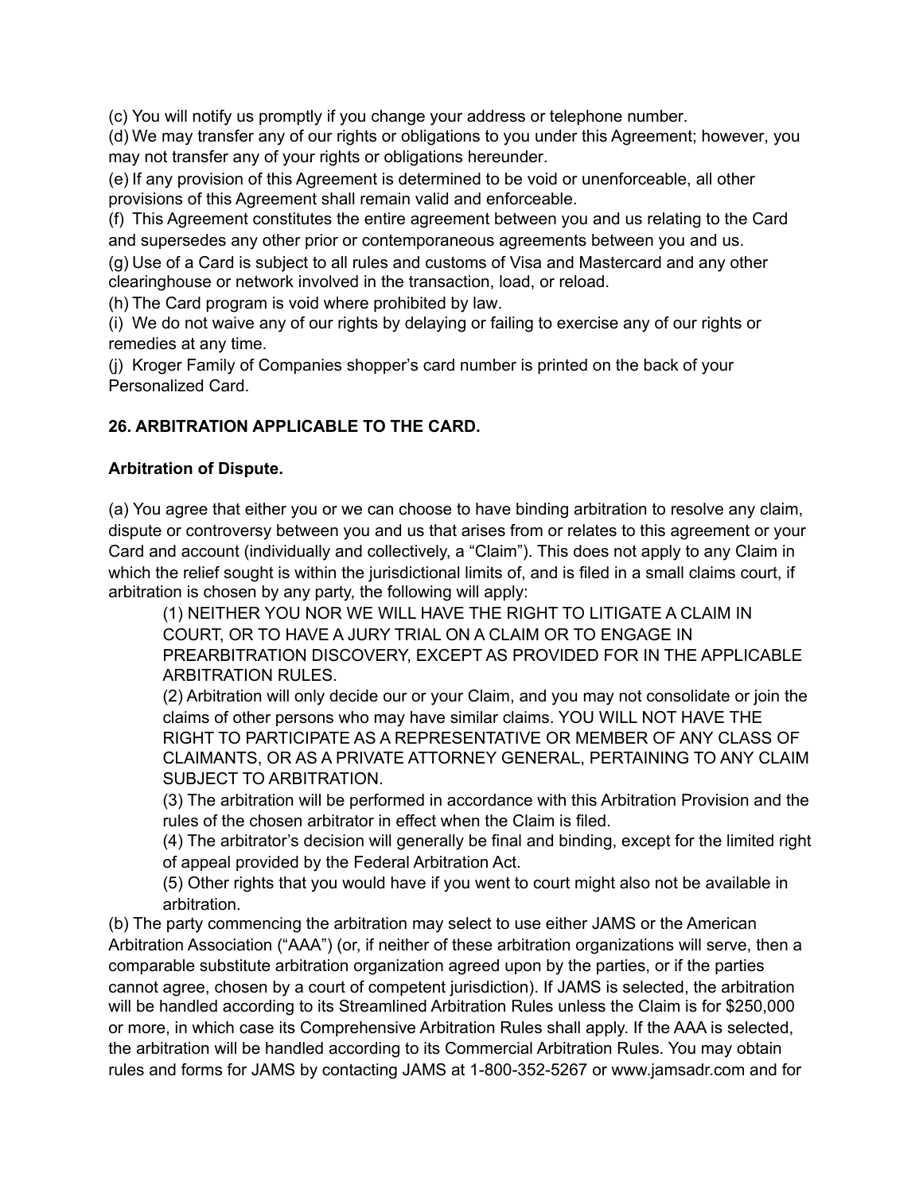(c) You will notify us promptly if you change your address or telephone number.

(d) We may transfer any of our rights or obligations to you under this Agreement; however, you may not transfer any of your rights or obligations hereunder.

(e) If any provision of this Agreement is determined to be void or unenforceable, all other provisions of this Agreement shall remain valid and enforceable.

(f) This Agreement constitutes the entire agreement between you and us relating to the Card and supersedes any other prior or contemporaneous agreements between you and us.

(g) Use of a Card is subject to all rules and customs of Visa and Mastercard and any other clearinghouse or network involved in the transaction, load, or reload.

(h) The Card program is void where prohibited by law.

(i) We do not waive any of our rights by delaying or failing to exercise any of our rights or remedies at any time.

(j) Kroger Family of Companies shopper's card number is printed on the back of your Personalized Card.

**26. ARBITRATION APPLICABLE TO THE CARD.**

**Arbitration of Dispute.**

(a) You agree that either you or we can choose to have binding arbitration to resolve any claim, dispute or controversy between you and us that arises from or relates to this agreement or your Card and account (individually and collectively, a "Claim"). This does not apply to any Claim in which the relief sought is within the jurisdictional limits of, and is filed in a small claims court, if arbitration is chosen by any party, the following will apply:

> (1) NEITHER YOU NOR WE WILL HAVE THE RIGHT TO LITIGATE A CLAIM IN COURT, OR TO HAVE A JURY TRIAL ON A CLAIM OR TO ENGAGE IN PREARBITRATION DISCOVERY, EXCEPT AS PROVIDED FOR IN THE APPLICABLE ARBITRATION RULES.
>
> (2) Arbitration will only decide our or your Claim, and you may not consolidate or join the claims of other persons who may have similar claims. YOU WILL NOT HAVE THE RIGHT TO PARTICIPATE AS A REPRESENTATIVE OR MEMBER OF ANY CLASS OF CLAIMANTS, OR AS A PRIVATE ATTORNEY GENERAL, PERTAINING TO ANY CLAIM SUBJECT TO ARBITRATION.
>
> (3) The arbitration will be performed in accordance with this Arbitration Provision and the rules of the chosen arbitrator in effect when the Claim is filed.
>
> (4) The arbitrator's decision will generally be final and binding, except for the limited right of appeal provided by the Federal Arbitration Act.
>
> (5) Other rights that you would have if you went to court might also not be available in arbitration.

(b) The party commencing the arbitration may select to use either JAMS or the American Arbitration Association ("AAA") (or, if neither of these arbitration organizations will serve, then a comparable substitute arbitration organization agreed upon by the parties, or if the parties cannot agree, chosen by a court of competent jurisdiction). If JAMS is selected, the arbitration will be handled according to its Streamlined Arbitration Rules unless the Claim is for $250,000 or more, in which case its Comprehensive Arbitration Rules shall apply. If the AAA is selected, the arbitration will be handled according to its Commercial Arbitration Rules. You may obtain rules and forms for JAMS by contacting JAMS at 1-800-352-5267 or www.jamsadr.com and for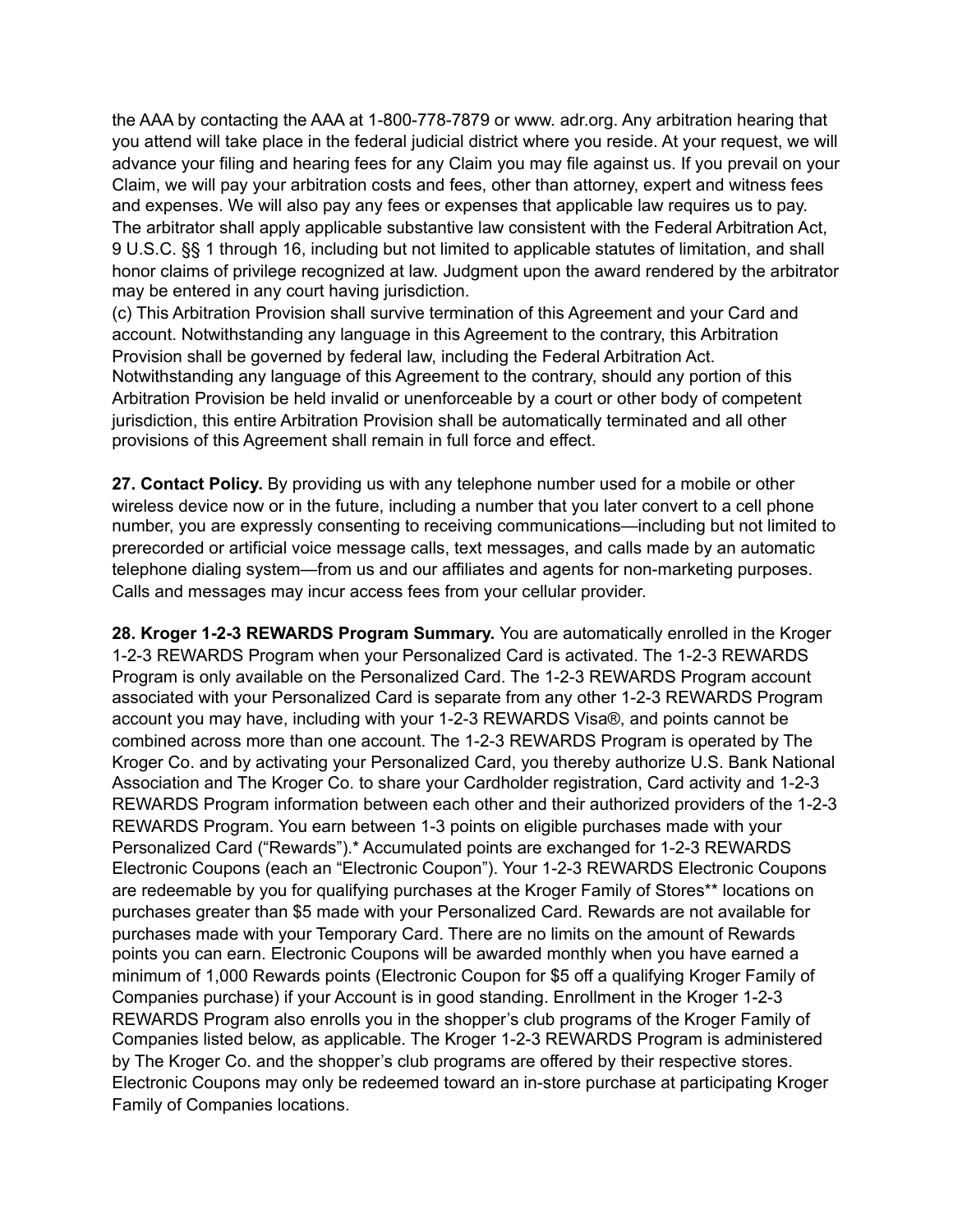the AAA by contacting the AAA at 1-800-778-7879 or www. adr.org. Any arbitration hearing that you attend will take place in the federal judicial district where you reside. At your request, we will advance your filing and hearing fees for any Claim you may file against us. If you prevail on your Claim, we will pay your arbitration costs and fees, other than attorney, expert and witness fees and expenses. We will also pay any fees or expenses that applicable law requires us to pay. The arbitrator shall apply applicable substantive law consistent with the Federal Arbitration Act, 9 U.S.C. §§ 1 through 16, including but not limited to applicable statutes of limitation, and shall honor claims of privilege recognized at law. Judgment upon the award rendered by the arbitrator may be entered in any court having jurisdiction.
(c) This Arbitration Provision shall survive termination of this Agreement and your Card and account. Notwithstanding any language in this Agreement to the contrary, this Arbitration Provision shall be governed by federal law, including the Federal Arbitration Act. Notwithstanding any language of this Agreement to the contrary, should any portion of this Arbitration Provision be held invalid or unenforceable by a court or other body of competent jurisdiction, this entire Arbitration Provision shall be automatically terminated and all other provisions of this Agreement shall remain in full force and effect.

**27. Contact Policy.** By providing us with any telephone number used for a mobile or other wireless device now or in the future, including a number that you later convert to a cell phone number, you are expressly consenting to receiving communications—including but not limited to prerecorded or artificial voice message calls, text messages, and calls made by an automatic telephone dialing system—from us and our affiliates and agents for non-marketing purposes. Calls and messages may incur access fees from your cellular provider.

**28. Kroger 1-2-3 REWARDS Program Summary.** You are automatically enrolled in the Kroger 1-2-3 REWARDS Program when your Personalized Card is activated. The 1-2-3 REWARDS Program is only available on the Personalized Card. The 1-2-3 REWARDS Program account associated with your Personalized Card is separate from any other 1-2-3 REWARDS Program account you may have, including with your 1-2-3 REWARDS Visa®, and points cannot be combined across more than one account. The 1-2-3 REWARDS Program is operated by The Kroger Co. and by activating your Personalized Card, you thereby authorize U.S. Bank National Association and The Kroger Co. to share your Cardholder registration, Card activity and 1-2-3 REWARDS Program information between each other and their authorized providers of the 1-2-3 REWARDS Program. You earn between 1-3 points on eligible purchases made with your Personalized Card ("Rewards").* Accumulated points are exchanged for 1-2-3 REWARDS Electronic Coupons (each an "Electronic Coupon"). Your 1-2-3 REWARDS Electronic Coupons are redeemable by you for qualifying purchases at the Kroger Family of Stores** locations on purchases greater than $5 made with your Personalized Card. Rewards are not available for purchases made with your Temporary Card. There are no limits on the amount of Rewards points you can earn. Electronic Coupons will be awarded monthly when you have earned a minimum of 1,000 Rewards points (Electronic Coupon for $5 off a qualifying Kroger Family of Companies purchase) if your Account is in good standing. Enrollment in the Kroger 1-2-3 REWARDS Program also enrolls you in the shopper's club programs of the Kroger Family of Companies listed below, as applicable. The Kroger 1-2-3 REWARDS Program is administered by The Kroger Co. and the shopper's club programs are offered by their respective stores. Electronic Coupons may only be redeemed toward an in-store purchase at participating Kroger Family of Companies locations.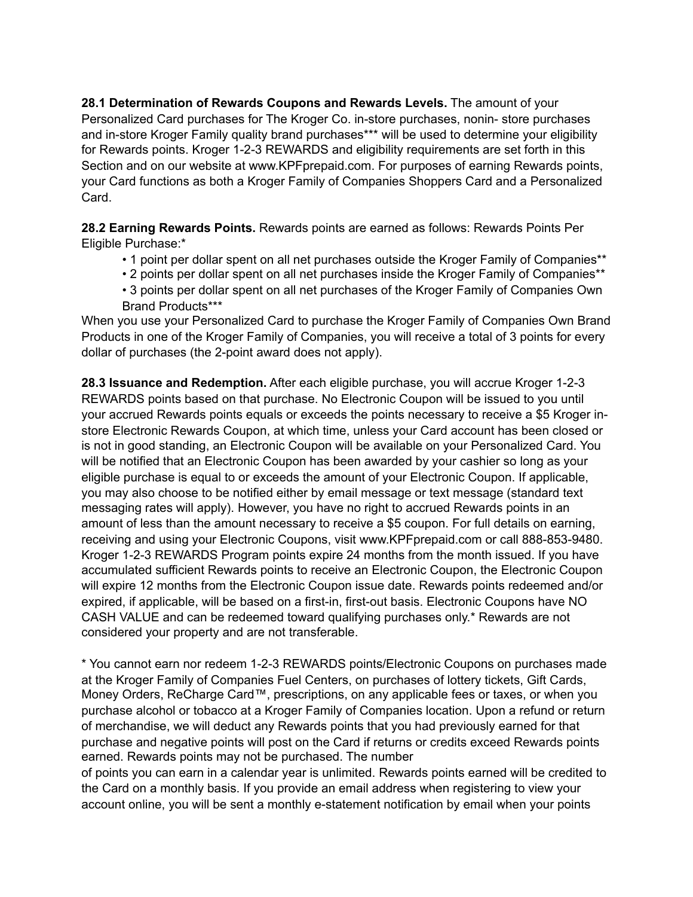**28.1 Determination of Rewards Coupons and Rewards Levels.** The amount of your Personalized Card purchases for The Kroger Co. in-store purchases, nonin- store purchases and in-store Kroger Family quality brand purchases*** will be used to determine your eligibility for Rewards points. Kroger 1-2-3 REWARDS and eligibility requirements are set forth in this Section and on our website at www.KPFprepaid.com. For purposes of earning Rewards points, your Card functions as both a Kroger Family of Companies Shoppers Card and a Personalized Card.

**28.2 Earning Rewards Points.** Rewards points are earned as follows: Rewards Points Per Eligible Purchase:*

- 1 point per dollar spent on all net purchases outside the Kroger Family of Companies**
- 2 points per dollar spent on all net purchases inside the Kroger Family of Companies**
- 3 points per dollar spent on all net purchases of the Kroger Family of Companies Own Brand Products***

When you use your Personalized Card to purchase the Kroger Family of Companies Own Brand Products in one of the Kroger Family of Companies, you will receive a total of 3 points for every dollar of purchases (the 2-point award does not apply).

**28.3 Issuance and Redemption.** After each eligible purchase, you will accrue Kroger 1-2-3 REWARDS points based on that purchase. No Electronic Coupon will be issued to you until your accrued Rewards points equals or exceeds the points necessary to receive a $5 Kroger in-store Electronic Rewards Coupon, at which time, unless your Card account has been closed or is not in good standing, an Electronic Coupon will be available on your Personalized Card. You will be notified that an Electronic Coupon has been awarded by your cashier so long as your eligible purchase is equal to or exceeds the amount of your Electronic Coupon. If applicable, you may also choose to be notified either by email message or text message (standard text messaging rates will apply). However, you have no right to accrued Rewards points in an amount of less than the amount necessary to receive a $5 coupon. For full details on earning, receiving and using your Electronic Coupons, visit www.KPFprepaid.com or call 888-853-9480. Kroger 1-2-3 REWARDS Program points expire 24 months from the month issued. If you have accumulated sufficient Rewards points to receive an Electronic Coupon, the Electronic Coupon will expire 12 months from the Electronic Coupon issue date. Rewards points redeemed and/or expired, if applicable, will be based on a first-in, first-out basis. Electronic Coupons have NO CASH VALUE and can be redeemed toward qualifying purchases only.* Rewards are not considered your property and are not transferable.

* You cannot earn nor redeem 1-2-3 REWARDS points/Electronic Coupons on purchases made at the Kroger Family of Companies Fuel Centers, on purchases of lottery tickets, Gift Cards, Money Orders, ReCharge Card™, prescriptions, on any applicable fees or taxes, or when you purchase alcohol or tobacco at a Kroger Family of Companies location. Upon a refund or return of merchandise, we will deduct any Rewards points that you had previously earned for that purchase and negative points will post on the Card if returns or credits exceed Rewards points earned. Rewards points may not be purchased. The number of points you can earn in a calendar year is unlimited. Rewards points earned will be credited to the Card on a monthly basis. If you provide an email address when registering to view your account online, you will be sent a monthly e-statement notification by email when your points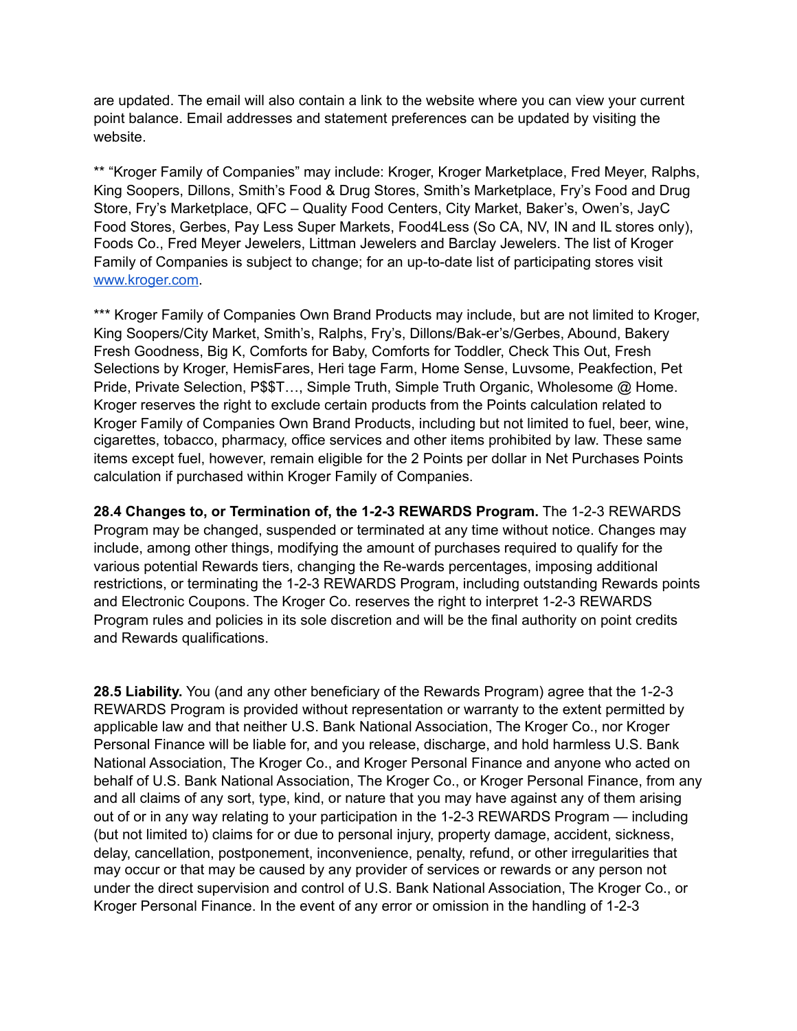are updated. The email will also contain a link to the website where you can view your current point balance. Email addresses and statement preferences can be updated by visiting the website.

** “Kroger Family of Companies” may include: Kroger, Kroger Marketplace, Fred Meyer, Ralphs, King Soopers, Dillons, Smith’s Food & Drug Stores, Smith’s Marketplace, Fry’s Food and Drug Store, Fry’s Marketplace, QFC – Quality Food Centers, City Market, Baker’s, Owen’s, JayC Food Stores, Gerbes, Pay Less Super Markets, Food4Less (So CA, NV, IN and IL stores only), Foods Co., Fred Meyer Jewelers, Littman Jewelers and Barclay Jewelers. The list of Kroger Family of Companies is subject to change; for an up-to-date list of participating stores visit [www.kroger.com](www.kroger.com).

*** Kroger Family of Companies Own Brand Products may include, but are not limited to Kroger, King Soopers/City Market, Smith’s, Ralphs, Fry’s, Dillons/Bak-er’s/Gerbes, Abound, Bakery Fresh Goodness, Big K, Comforts for Baby, Comforts for Toddler, Check This Out, Fresh Selections by Kroger, HemisFares, Heri tage Farm, Home Sense, Luvsome, Peakfection, Pet Pride, Private Selection, P$$T…, Simple Truth, Simple Truth Organic, Wholesome @ Home. Kroger reserves the right to exclude certain products from the Points calculation related to Kroger Family of Companies Own Brand Products, including but not limited to fuel, beer, wine, cigarettes, tobacco, pharmacy, office services and other items prohibited by law. These same items except fuel, however, remain eligible for the 2 Points per dollar in Net Purchases Points calculation if purchased within Kroger Family of Companies.

**28.4 Changes to, or Termination of, the 1-2-3 REWARDS Program.** The 1-2-3 REWARDS Program may be changed, suspended or terminated at any time without notice. Changes may include, among other things, modifying the amount of purchases required to qualify for the various potential Rewards tiers, changing the Re-wards percentages, imposing additional restrictions, or terminating the 1-2-3 REWARDS Program, including outstanding Rewards points and Electronic Coupons. The Kroger Co. reserves the right to interpret 1-2-3 REWARDS Program rules and policies in its sole discretion and will be the final authority on point credits and Rewards qualifications.

**28.5 Liability.** You (and any other beneficiary of the Rewards Program) agree that the 1-2-3 REWARDS Program is provided without representation or warranty to the extent permitted by applicable law and that neither U.S. Bank National Association, The Kroger Co., nor Kroger Personal Finance will be liable for, and you release, discharge, and hold harmless U.S. Bank National Association, The Kroger Co., and Kroger Personal Finance and anyone who acted on behalf of U.S. Bank National Association, The Kroger Co., or Kroger Personal Finance, from any and all claims of any sort, type, kind, or nature that you may have against any of them arising out of or in any way relating to your participation in the 1-2-3 REWARDS Program — including (but not limited to) claims for or due to personal injury, property damage, accident, sickness, delay, cancellation, postponement, inconvenience, penalty, refund, or other irregularities that may occur or that may be caused by any provider of services or rewards or any person not under the direct supervision and control of U.S. Bank National Association, The Kroger Co., or Kroger Personal Finance. In the event of any error or omission in the handling of 1-2-3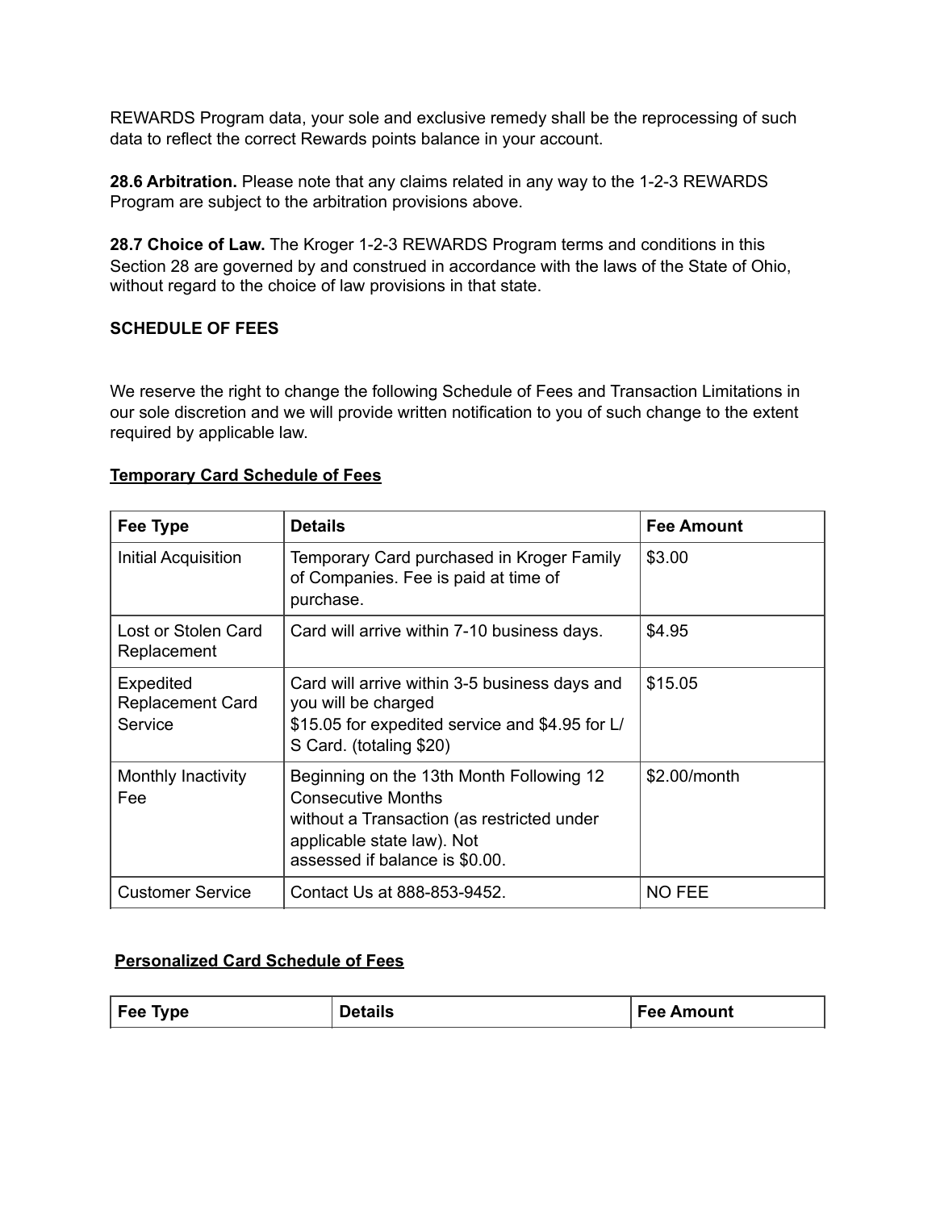REWARDS Program data, your sole and exclusive remedy shall be the reprocessing of such data to reflect the correct Rewards points balance in your account.

**28.6 Arbitration.** Please note that any claims related in any way to the 1-2-3 REWARDS Program are subject to the arbitration provisions above.

**28.7 Choice of Law.** The Kroger 1-2-3 REWARDS Program terms and conditions in this Section 28 are governed by and construed in accordance with the laws of the State of Ohio, without regard to the choice of law provisions in that state.

**SCHEDULE OF FEES**

We reserve the right to change the following Schedule of Fees and Transaction Limitations in our sole discretion and we will provide written notification to you of such change to the extent required by applicable law.

**Temporary Card Schedule of Fees**

| Fee Type | Details | Fee Amount |
|---|---|---|
| Initial Acquisition | Temporary Card purchased in Kroger Family of Companies. Fee is paid at time of purchase. | $3.00 |
| Lost or Stolen Card Replacement | Card will arrive within 7-10 business days. | $4.95 |
| Expedited Replacement Card Service | Card will arrive within 3-5 business days and you will be charged $15.05 for expedited service and $4.95 for L/S Card. (totaling $20) | $15.05 |
| Monthly Inactivity Fee | Beginning on the 13th Month Following 12 Consecutive Months without a Transaction (as restricted under applicable state law). Not assessed if balance is $0.00. | $2.00/month |
| Customer Service | Contact Us at 888-853-9452. | NO FEE |

**Personalized Card Schedule of Fees**

| Fee Type | Details | Fee Amount |
|---|---|---|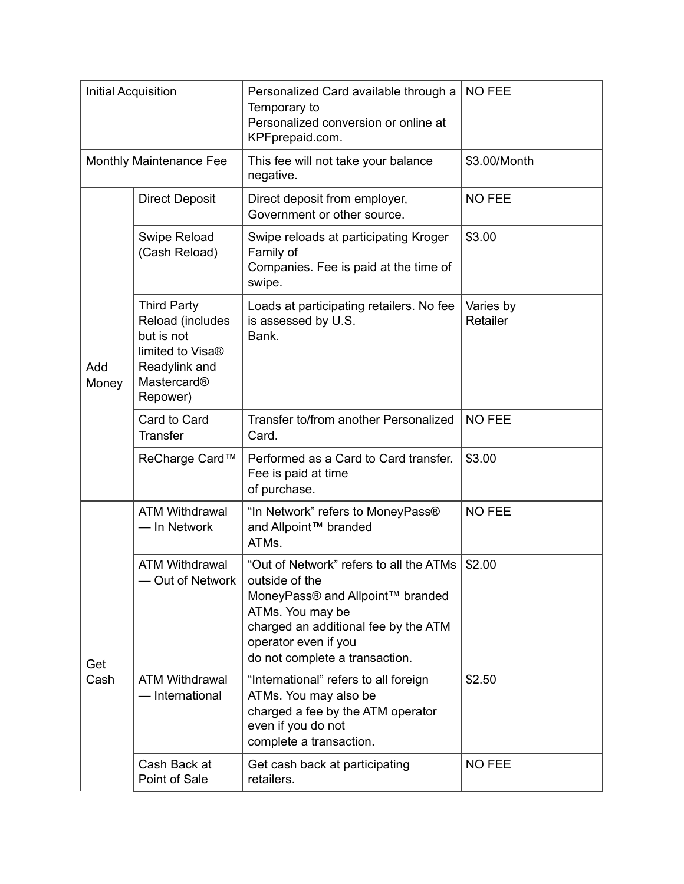| | | | |
|---|---|---|---|
| Initial Acquisition | | Personalized Card available through a Temporary to Personalized conversion or online at KPFprepaid.com. | NO FEE |
| Monthly Maintenance Fee | | This fee will not take your balance negative. | $3.00/Month |
| Add Money | Direct Deposit | Direct deposit from employer, Government or other source. | NO FEE |
| | Swipe Reload (Cash Reload) | Swipe reloads at participating Kroger Family of Companies. Fee is paid at the time of swipe. | $3.00 |
| | Third Party Reload (includes but is not limited to Visa® Readylink and Mastercard® Repower) | Loads at participating retailers. No fee is assessed by U.S. Bank. | Varies by Retailer |
| | Card to Card Transfer | Transfer to/from another Personalized Card. | NO FEE |
| | ReCharge Card™ | Performed as a Card to Card transfer. Fee is paid at time of purchase. | $3.00 |
| Get Cash | ATM Withdrawal — In Network | "In Network" refers to MoneyPass® and Allpoint™ branded ATMs. | NO FEE |
| | ATM Withdrawal — Out of Network | "Out of Network" refers to all the ATMs outside of the MoneyPass® and Allpoint™ branded ATMs. You may be charged an additional fee by the ATM operator even if you do not complete a transaction. | $2.00 |
| | ATM Withdrawal — International | "International" refers to all foreign ATMs. You may also be charged a fee by the ATM operator even if you do not complete a transaction. | $2.50 |
| | Cash Back at Point of Sale | Get cash back at participating retailers. | NO FEE |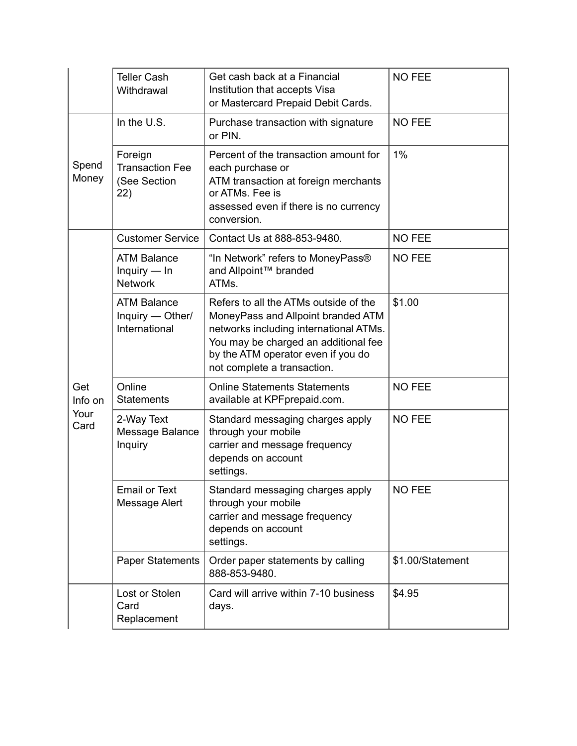| | | | |
|---|---|---|---|
| | Teller Cash Withdrawal | Get cash back at a Financial Institution that accepts Visa or Mastercard Prepaid Debit Cards. | NO FEE |
| Spend Money | In the U.S. | Purchase transaction with signature or PIN. | NO FEE |
| | Foreign Transaction Fee (See Section 22) | Percent of the transaction amount for each purchase or ATM transaction at foreign merchants or ATMs. Fee is assessed even if there is no currency conversion. | 1% |
| Get Info on Your Card | Customer Service | Contact Us at 888-853-9480. | NO FEE |
| | ATM Balance Inquiry — In Network | "In Network" refers to MoneyPass® and Allpoint™ branded ATMs. | NO FEE |
| | ATM Balance Inquiry — Other/ International | Refers to all the ATMs outside of the MoneyPass and Allpoint branded ATM networks including international ATMs. You may be charged an additional fee by the ATM operator even if you do not complete a transaction. | $1.00 |
| | Online Statements | Online Statements Statements available at KPFprepaid.com. | NO FEE |
| | 2-Way Text Message Balance Inquiry | Standard messaging charges apply through your mobile carrier and message frequency depends on account settings. | NO FEE |
| | Email or Text Message Alert | Standard messaging charges apply through your mobile carrier and message frequency depends on account settings. | NO FEE |
| | Paper Statements | Order paper statements by calling 888-853-9480. | $1.00/Statement |
| | Lost or Stolen Card Replacement | Card will arrive within 7-10 business days. | $4.95 |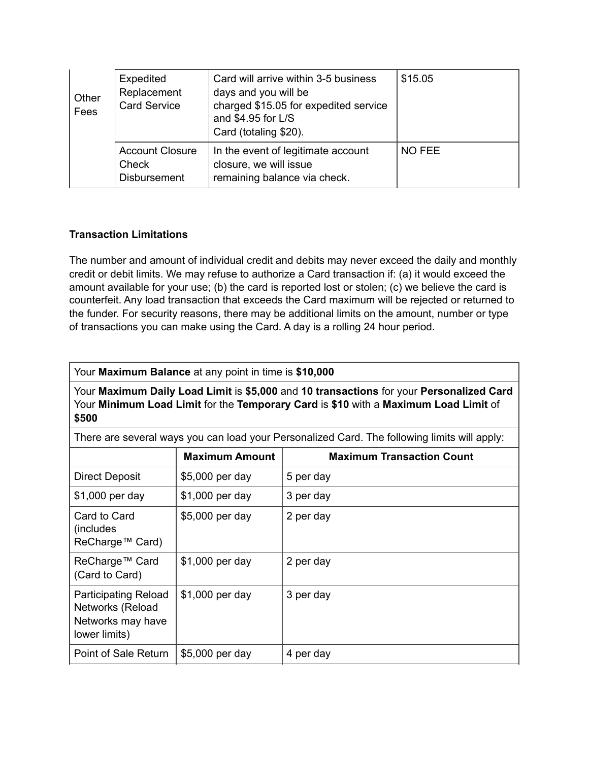| | | | |
|---|---|---|---|
| Other Fees | Expedited Replacement Card Service | Card will arrive within 3-5 business days and you will be charged $15.05 for expedited service and $4.95 for L/S Card (totaling $20). | $15.05 |
| | Account Closure Check Disbursement | In the event of legitimate account closure, we will issue remaining balance via check. | NO FEE |

**Transaction Limitations**

The number and amount of individual credit and debits may never exceed the daily and monthly credit or debit limits. We may refuse to authorize a Card transaction if: (a) it would exceed the amount available for your use; (b) the card is reported lost or stolen; (c) we believe the card is counterfeit. Any load transaction that exceeds the Card maximum will be rejected or returned to the funder. For security reasons, there may be additional limits on the amount, number or type of transactions you can make using the Card. A day is a rolling 24 hour period.

| Your **Maximum Balance** at any point in time is **$10,000** | | |
|---|---|---|
| Your **Maximum Daily Load Limit** is **$5,000** and **10 transactions** for your **Personalized Card** Your **Minimum Load Limit** for the **Temporary Card** is **$10** with a **Maximum Load Limit** of **$500** | | |
| There are several ways you can load your Personalized Card. The following limits will apply: | | |
| | **Maximum Amount** | **Maximum Transaction Count** |
| Direct Deposit | $5,000 per day | 5 per day |
| $1,000 per day | $1,000 per day | 3 per day |
| Card to Card (includes ReCharge™ Card) | $5,000 per day | 2 per day |
| ReCharge™ Card (Card to Card) | $1,000 per day | 2 per day |
| Participating Reload Networks (Reload Networks may have lower limits) | $1,000 per day | 3 per day |
| Point of Sale Return | $5,000 per day | 4 per day |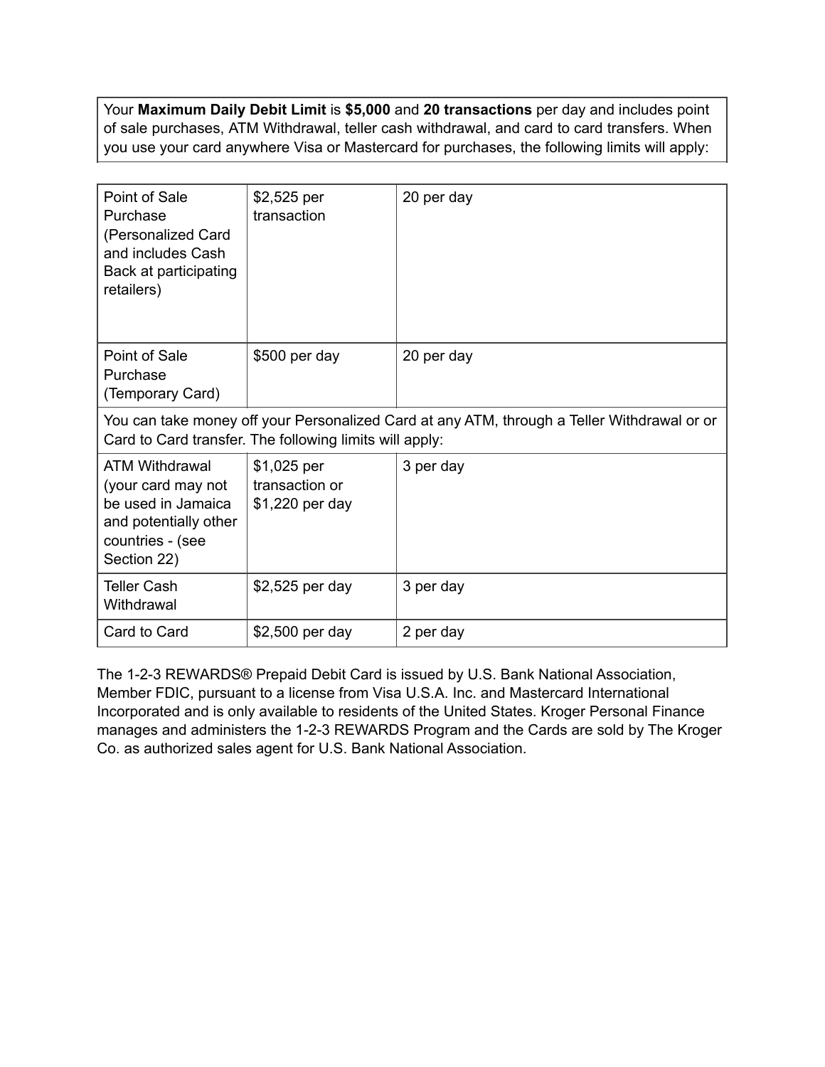Your **Maximum Daily Debit Limit** is **$5,000** and **20 transactions** per day and includes point of sale purchases, ATM Withdrawal, teller cash withdrawal, and card to card transfers. When you use your card anywhere Visa or Mastercard for purchases, the following limits will apply:

| | | |
|---|---|---|
| Point of Sale Purchase (Personalized Card and includes Cash Back at participating retailers) | $2,525 per transaction | 20 per day |
| Point of Sale Purchase (Temporary Card) | $500 per day | 20 per day |
| You can take money off your Personalized Card at any ATM, through a Teller Withdrawal or or Card to Card transfer. The following limits will apply: | | |
| ATM Withdrawal (your card may not be used in Jamaica and potentially other countries - (see Section 22) | $1,025 per transaction or $1,220 per day | 3 per day |
| Teller Cash Withdrawal | $2,525 per day | 3 per day |
| Card to Card | $2,500 per day | 2 per day |

The 1-2-3 REWARDS® Prepaid Debit Card is issued by U.S. Bank National Association, Member FDIC, pursuant to a license from Visa U.S.A. Inc. and Mastercard International Incorporated and is only available to residents of the United States. Kroger Personal Finance manages and administers the 1-2-3 REWARDS Program and the Cards are sold by The Kroger Co. as authorized sales agent for U.S. Bank National Association.